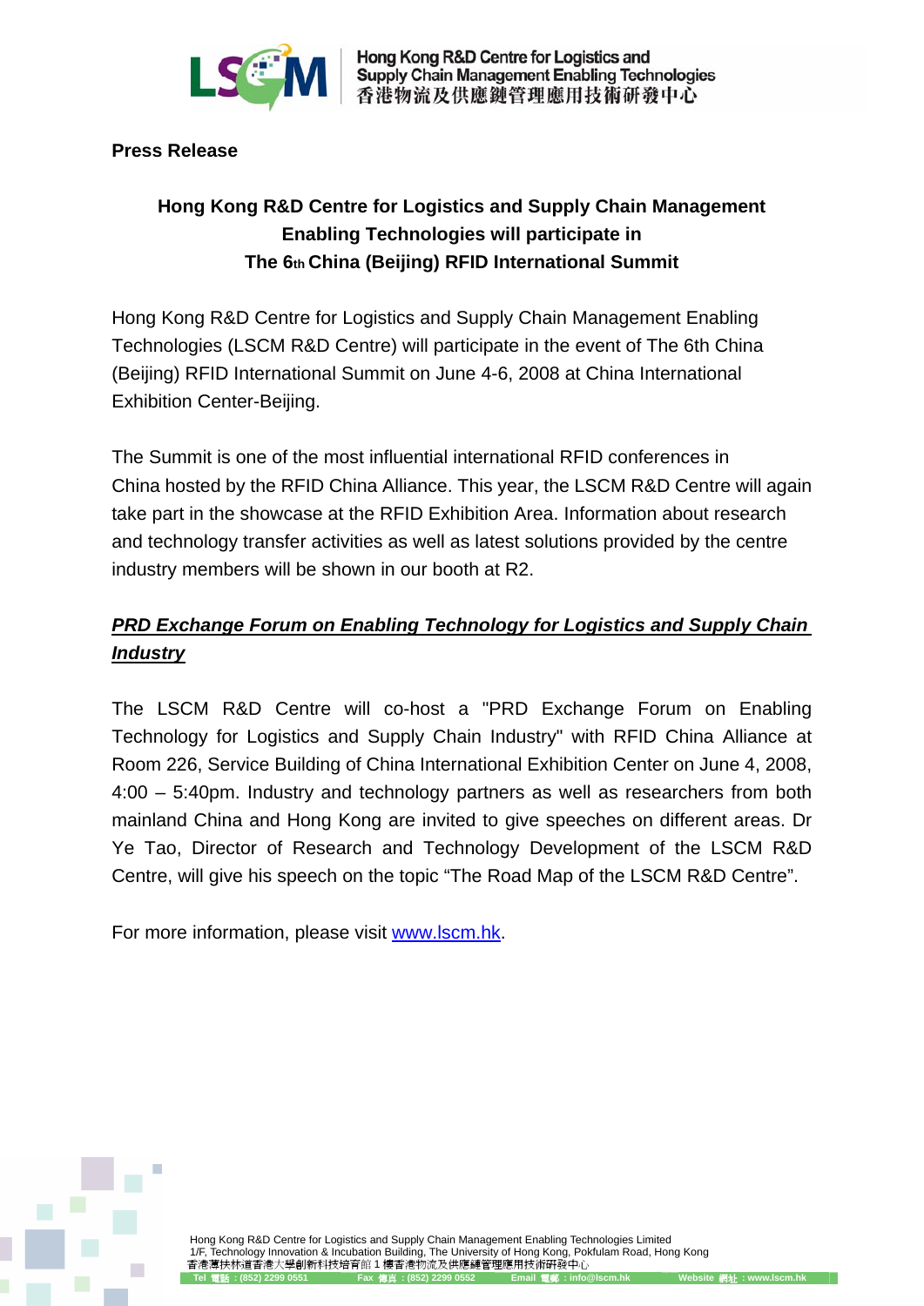**Press Release**

## Hong Kong R&D Centre for Logistics and Supply Chain Management Enabling Technologies will participate in The 6th China (Beijing) RFID International Summit

Hong Kong R&D Centre for Logistics and Supply Chain Management Enabling Technologies (LSCM R&D Centre) will participate in the event of The 6th China (Beijing) RFID International Summit on June 4-6, 2008 at China International Exhibition Center-Beijing.

The Summit is one of the most influential international RFID conferences in China hosted by the RFID China Alliance. This year, the LSCM R&D Centre will again take part in the showcase at the RFID Exhibition Area. Information about research and technology transfer activities as well as latest solutions provided by the centre industry members will be shown in our booth at R2.

***PRD Exchange Forum on Enabling Technology for Logistics and Supply Chain Industry***

The LSCM R&D Centre will co-host a "PRD Exchange Forum on Enabling Technology for Logistics and Supply Chain Industry" with RFID China Alliance at Room 226, Service Building of China International Exhibition Center on June 4, 2008, 4:00 – 5:40pm. Industry and technology partners as well as researchers from both mainland China and Hong Kong are invited to give speeches on different areas. Dr Ye Tao, Director of Research and Technology Development of the LSCM R&D Centre, will give his speech on the topic "The Road Map of the LSCM R&D Centre".

For more information, please visit www.lscm.hk.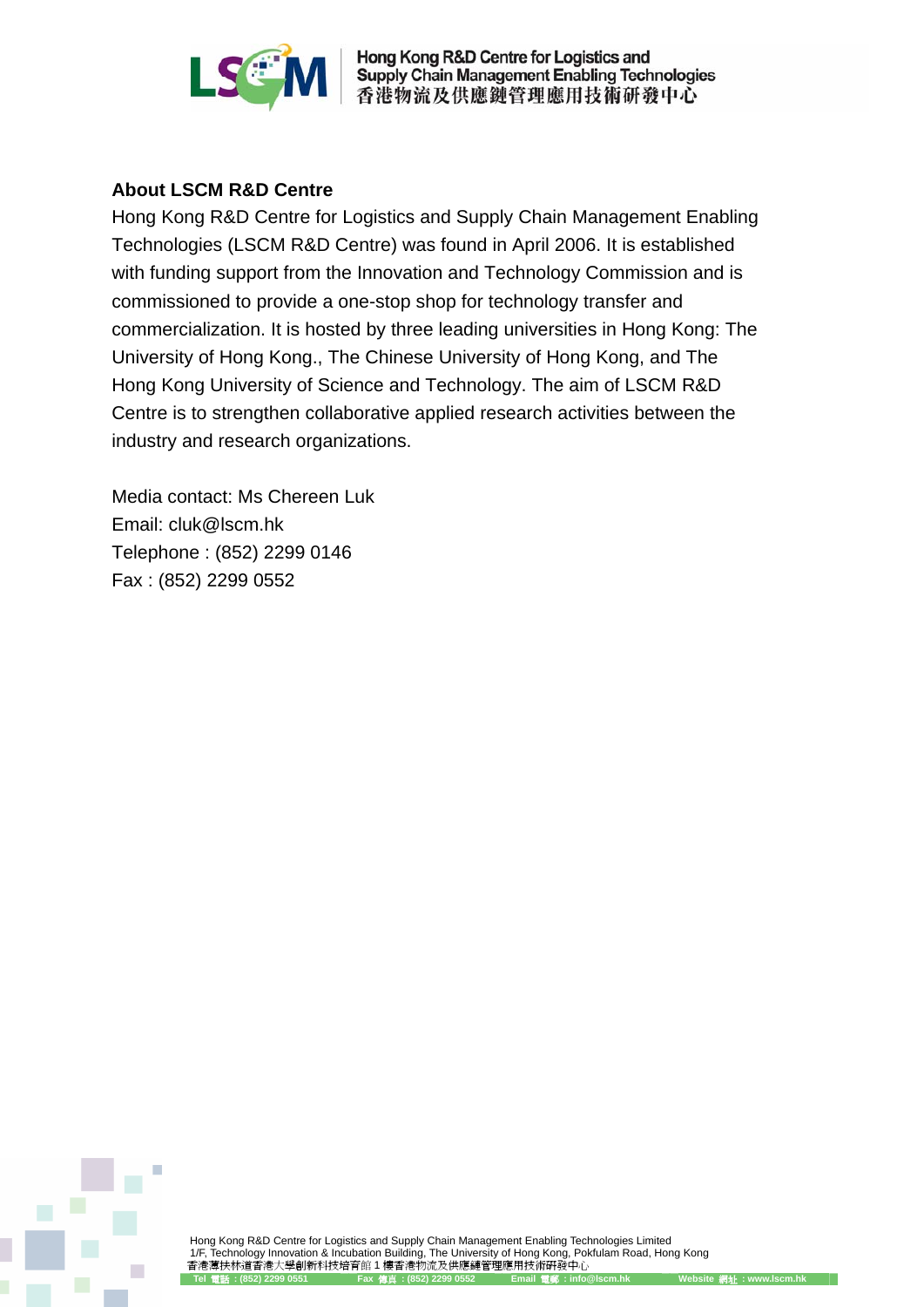## About LSCM R&D Centre

Hong Kong R&D Centre for Logistics and Supply Chain Management Enabling Technologies (LSCM R&D Centre) was found in April 2006. It is established with funding support from the Innovation and Technology Commission and is commissioned to provide a one-stop shop for technology transfer and commercialization. It is hosted by three leading universities in Hong Kong: The University of Hong Kong., The Chinese University of Hong Kong, and The Hong Kong University of Science and Technology. The aim of LSCM R&D Centre is to strengthen collaborative applied research activities between the industry and research organizations.

Media contact: Ms Chereen Luk
Email: cluk@lscm.hk
Telephone : (852) 2299 0146
Fax : (852) 2299 0552